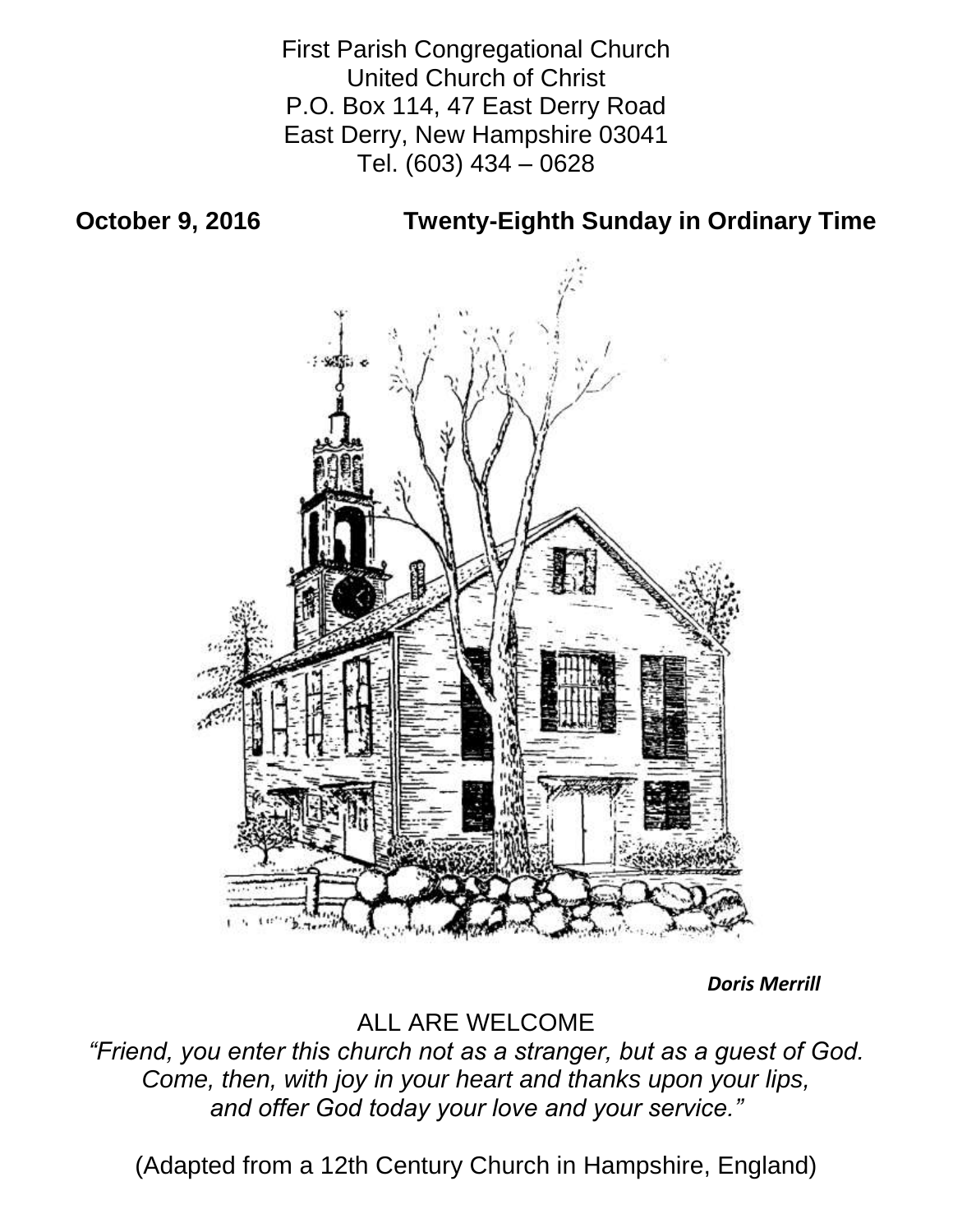First Parish Congregational Church
United Church of Christ
P.O. Box 114, 47 East Derry Road
East Derry, New Hampshire 03041
Tel. (603) 434 – 0628

**October 9, 2016** **Twenty-Eighth Sunday in Ordinary Time**

***Doris Merrill***

ALL ARE WELCOME

*"Friend, you enter this church not as a stranger, but as a guest of God.
Come, then, with joy in your heart and thanks upon your lips,
and offer God today your love and your service."*

(Adapted from a 12th Century Church in Hampshire, England)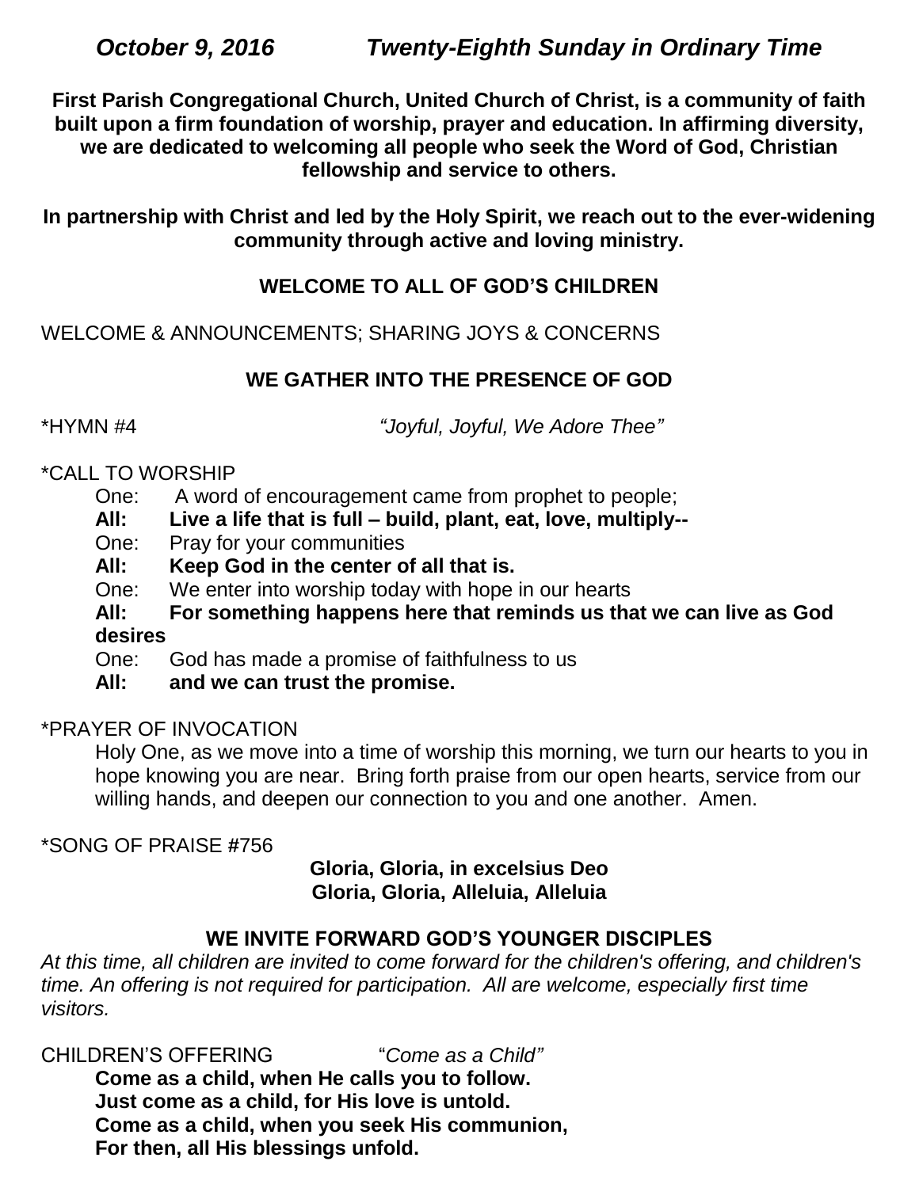# *October 9, 2016 Twenty-Eighth Sunday in Ordinary Time*

**First Parish Congregational Church, United Church of Christ, is a community of faith built upon a firm foundation of worship, prayer and education. In affirming diversity, we are dedicated to welcoming all people who seek the Word of God, Christian fellowship and service to others.**

**In partnership with Christ and led by the Holy Spirit, we reach out to the ever-widening community through active and loving ministry.**

## WELCOME TO ALL OF GOD'S CHILDREN

WELCOME & ANNOUNCEMENTS; SHARING JOYS & CONCERNS

## WE GATHER INTO THE PRESENCE OF GOD

*HYMN #4 *"Joyful, Joyful, We Adore Thee"*

*CALL TO WORSHIP

One: A word of encouragement came from prophet to people;
**All: Live a life that is full – build, plant, eat, love, multiply--**
One: Pray for your communities
**All: Keep God in the center of all that is.**
One: We enter into worship today with hope in our hearts
**All: For something happens here that reminds us that we can live as God desires**
One: God has made a promise of faithfulness to us
**All: and we can trust the promise.**

*PRAYER OF INVOCATION

Holy One, as we move into a time of worship this morning, we turn our hearts to you in hope knowing you are near. Bring forth praise from our open hearts, service from our willing hands, and deepen our connection to you and one another. Amen.

*SONG OF PRAISE #756

**Gloria, Gloria, in excelsius Deo**
**Gloria, Gloria, Alleluia, Alleluia**

## WE INVITE FORWARD GOD'S YOUNGER DISCIPLES

*At this time, all children are invited to come forward for the children's offering, and children's time. An offering is not required for participation. All are welcome, especially first time visitors.*

CHILDREN'S OFFERING "*Come as a Child"*

**Come as a child, when He calls you to follow.**
**Just come as a child, for His love is untold.**
**Come as a child, when you seek His communion,**
**For then, all His blessings unfold.**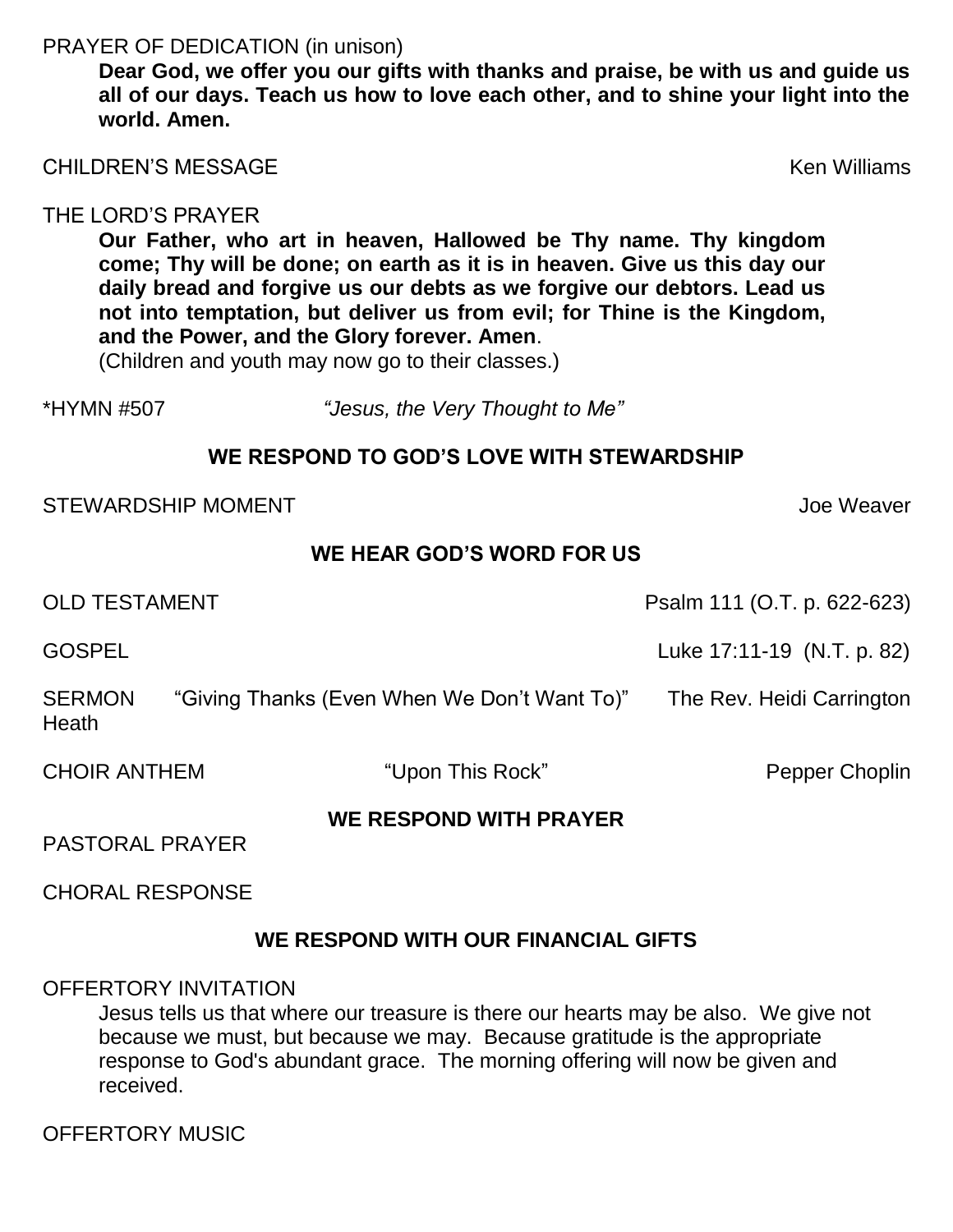PRAYER OF DEDICATION (in unison)

**Dear God, we offer you our gifts with thanks and praise, be with us and guide us all of our days. Teach us how to love each other, and to shine your light into the world. Amen.**

CHILDREN'S MESSAGE — Ken Williams

THE LORD'S PRAYER

**Our Father, who art in heaven, Hallowed be Thy name. Thy kingdom come; Thy will be done; on earth as it is in heaven. Give us this day our daily bread and forgive us our debts as we forgive our debtors. Lead us not into temptation, but deliver us from evil; for Thine is the Kingdom, and the Power, and the Glory forever. Amen**.

(Children and youth may now go to their classes.)

*HYMN #507 *"Jesus, the Very Thought to Me"*

## WE RESPOND TO GOD'S LOVE WITH STEWARDSHIP

STEWARDSHIP MOMENT — Joe Weaver

## WE HEAR GOD'S WORD FOR US

OLD TESTAMENT — Psalm 111 (O.T. p. 622-623)

GOSPEL — Luke 17:11-19 (N.T. p. 82)

SERMON "Giving Thanks (Even When We Don't Want To)" — The Rev. Heidi Carrington Heath

CHOIR ANTHEM "Upon This Rock" — Pepper Choplin

## WE RESPOND WITH PRAYER

PASTORAL PRAYER

CHORAL RESPONSE

## WE RESPOND WITH OUR FINANCIAL GIFTS

OFFERTORY INVITATION

Jesus tells us that where our treasure is there our hearts may be also. We give not because we must, but because we may. Because gratitude is the appropriate response to God's abundant grace. The morning offering will now be given and received.

OFFERTORY MUSIC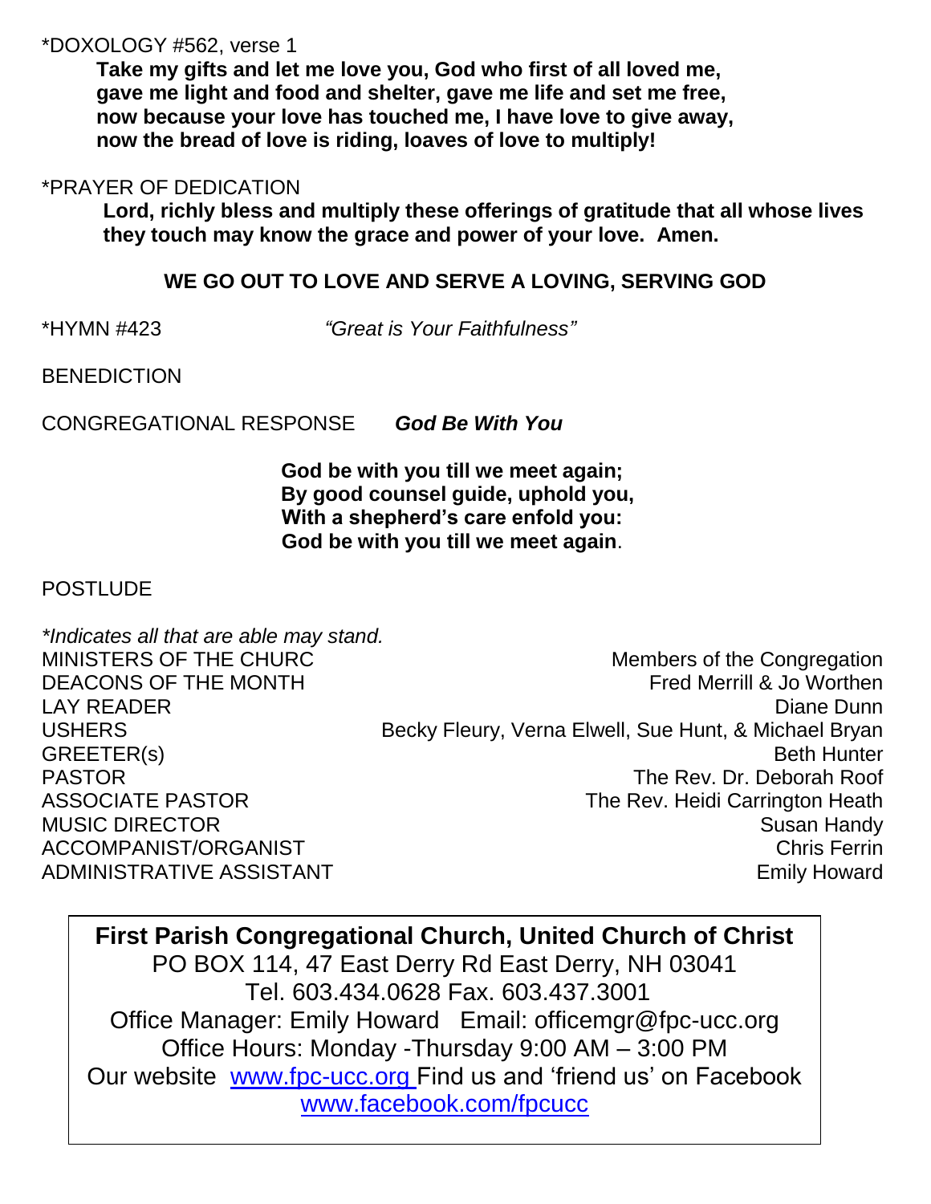*DOXOLOGY #562, verse 1

**Take my gifts and let me love you, God who first of all loved me,**
**gave me light and food and shelter, gave me life and set me free,**
**now because your love has touched me, I have love to give away,**
**now the bread of love is riding, loaves of love to multiply!**

*PRAYER OF DEDICATION

**Lord, richly bless and multiply these offerings of gratitude that all whose lives they touch may know the grace and power of your love. Amen.**

## WE GO OUT TO LOVE AND SERVE A LOVING, SERVING GOD

*HYMN #423 *"Great is Your Faithfulness"*

BENEDICTION

CONGREGATIONAL RESPONSE ***God Be With You***

**God be with you till we meet again;**
**By good counsel guide, uphold you,**
**With a shepherd's care enfold you:**
**God be with you till we meet again**.

POSTLUDE

*\*Indicates all that are able may stand.*

| | |
|---|---|
| MINISTERS OF THE CHURC | Members of the Congregation |
| DEACONS OF THE MONTH | Fred Merrill & Jo Worthen |
| LAY READER | Diane Dunn |
| USHERS | Becky Fleury, Verna Elwell, Sue Hunt, & Michael Bryan |
| GREETER(s) | Beth Hunter |
| PASTOR | The Rev. Dr. Deborah Roof |
| ASSOCIATE PASTOR | The Rev. Heidi Carrington Heath |
| MUSIC DIRECTOR | Susan Handy |
| ACCOMPANIST/ORGANIST | Chris Ferrin |
| ADMINISTRATIVE ASSISTANT | Emily Howard |

**First Parish Congregational Church, United Church of Christ**
PO BOX 114, 47 East Derry Rd East Derry, NH 03041
Tel. 603.434.0628 Fax. 603.437.3001
Office Manager: Emily Howard Email: officemgr@fpc-ucc.org
Office Hours: Monday -Thursday 9:00 AM – 3:00 PM
Our website www.fpc-ucc.org Find us and 'friend us' on Facebook
www.facebook.com/fpcucc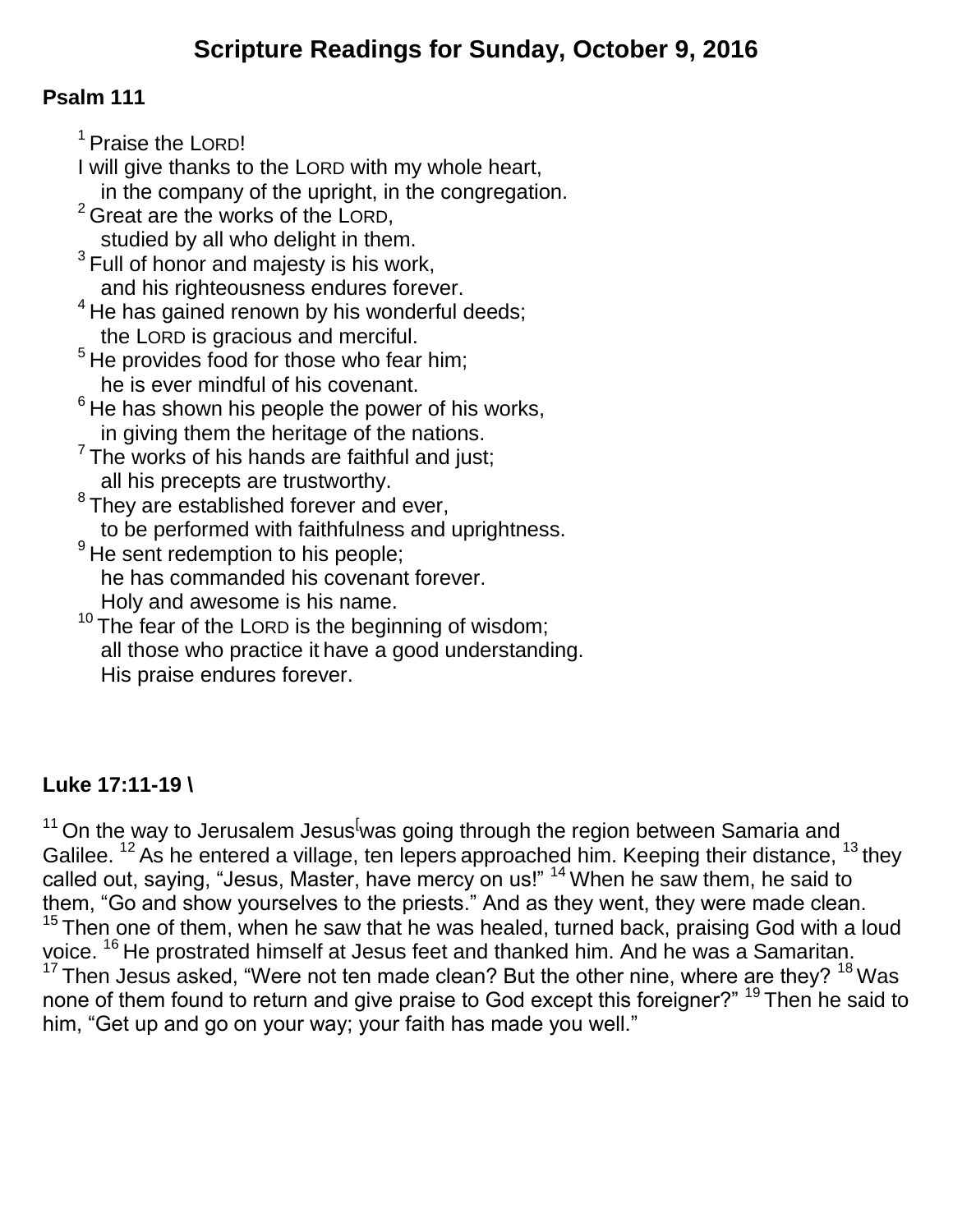# Scripture Readings for Sunday, October 9, 2016

**Psalm 111**

[1] Praise the LORD!
I will give thanks to the LORD with my whole heart,
in the company of the upright, in the congregation.
[2] Great are the works of the LORD,
studied by all who delight in them.
[3] Full of honor and majesty is his work,
and his righteousness endures forever.
[4] He has gained renown by his wonderful deeds;
the LORD is gracious and merciful.
[5] He provides food for those who fear him;
he is ever mindful of his covenant.
[6] He has shown his people the power of his works,
in giving them the heritage of the nations.
[7] The works of his hands are faithful and just;
all his precepts are trustworthy.
[8] They are established forever and ever,
to be performed with faithfulness and uprightness.
[9] He sent redemption to his people;
he has commanded his covenant forever.
Holy and awesome is his name.
[10] The fear of the LORD is the beginning of wisdom;
all those who practice it have a good understanding.
His praise endures forever.

**Luke 17:11-19 \**

[11] On the way to Jerusalem Jesus[ was going through the region between Samaria and Galilee. [12] As he entered a village, ten lepers approached him. Keeping their distance, [13] they called out, saying, "Jesus, Master, have mercy on us!" [14] When he saw them, he said to them, "Go and show yourselves to the priests." And as they went, they were made clean. [15] Then one of them, when he saw that he was healed, turned back, praising God with a loud voice. [16] He prostrated himself at Jesus feet and thanked him. And he was a Samaritan. [17] Then Jesus asked, "Were not ten made clean? But the other nine, where are they? [18] Was none of them found to return and give praise to God except this foreigner?" [19] Then he said to him, "Get up and go on your way; your faith has made you well."